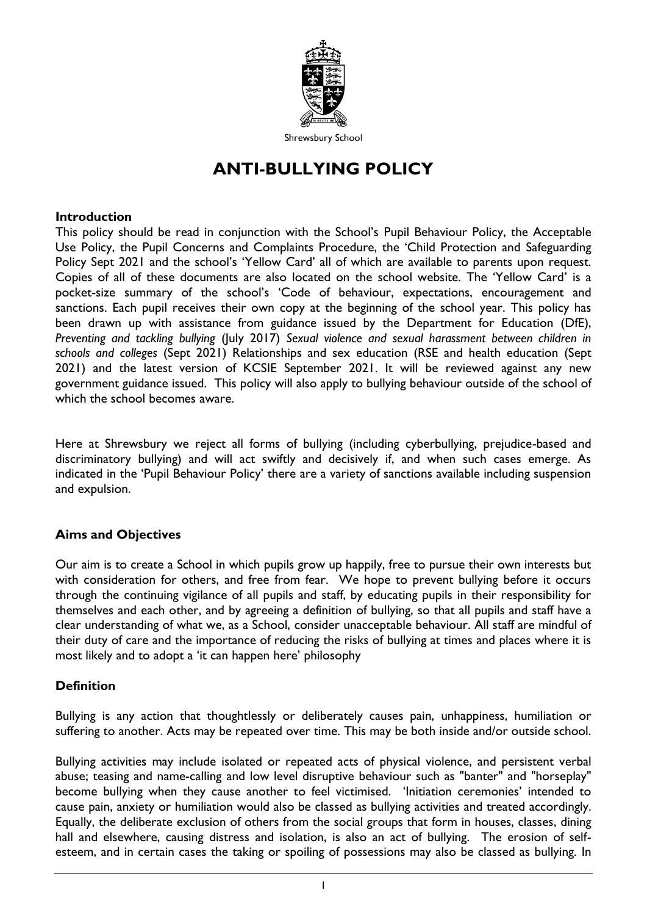Shrewsbury School

# ANTI-BULLYING POLICY

**Introduction**

This policy should be read in conjunction with the School's Pupil Behaviour Policy, the Acceptable Use Policy, the Pupil Concerns and Complaints Procedure, the 'Child Protection and Safeguarding Policy Sept 2021 and the school's 'Yellow Card' all of which are available to parents upon request. Copies of all of these documents are also located on the school website. The 'Yellow Card' is a pocket-size summary of the school's 'Code of behaviour, expectations, encouragement and sanctions. Each pupil receives their own copy at the beginning of the school year. This policy has been drawn up with assistance from guidance issued by the Department for Education (DfE), *Preventing and tackling bullying* (July 2017) *Sexual violence and sexual harassment between children in schools and colleges* (Sept 2021) Relationships and sex education (RSE and health education (Sept 2021) and the latest version of KCSIE September 2021. It will be reviewed against any new government guidance issued. This policy will also apply to bullying behaviour outside of the school of which the school becomes aware.

Here at Shrewsbury we reject all forms of bullying (including cyberbullying, prejudice-based and discriminatory bullying) and will act swiftly and decisively if, and when such cases emerge. As indicated in the 'Pupil Behaviour Policy' there are a variety of sanctions available including suspension and expulsion.

**Aims and Objectives**

Our aim is to create a School in which pupils grow up happily, free to pursue their own interests but with consideration for others, and free from fear. We hope to prevent bullying before it occurs through the continuing vigilance of all pupils and staff, by educating pupils in their responsibility for themselves and each other, and by agreeing a definition of bullying, so that all pupils and staff have a clear understanding of what we, as a School, consider unacceptable behaviour. All staff are mindful of their duty of care and the importance of reducing the risks of bullying at times and places where it is most likely and to adopt a 'it can happen here' philosophy

**Definition**

Bullying is any action that thoughtlessly or deliberately causes pain, unhappiness, humiliation or suffering to another. Acts may be repeated over time. This may be both inside and/or outside school.

Bullying activities may include isolated or repeated acts of physical violence, and persistent verbal abuse; teasing and name-calling and low level disruptive behaviour such as "banter" and "horseplay" become bullying when they cause another to feel victimised. 'Initiation ceremonies' intended to cause pain, anxiety or humiliation would also be classed as bullying activities and treated accordingly. Equally, the deliberate exclusion of others from the social groups that form in houses, classes, dining hall and elsewhere, causing distress and isolation, is also an act of bullying. The erosion of self-esteem, and in certain cases the taking or spoiling of possessions may also be classed as bullying. In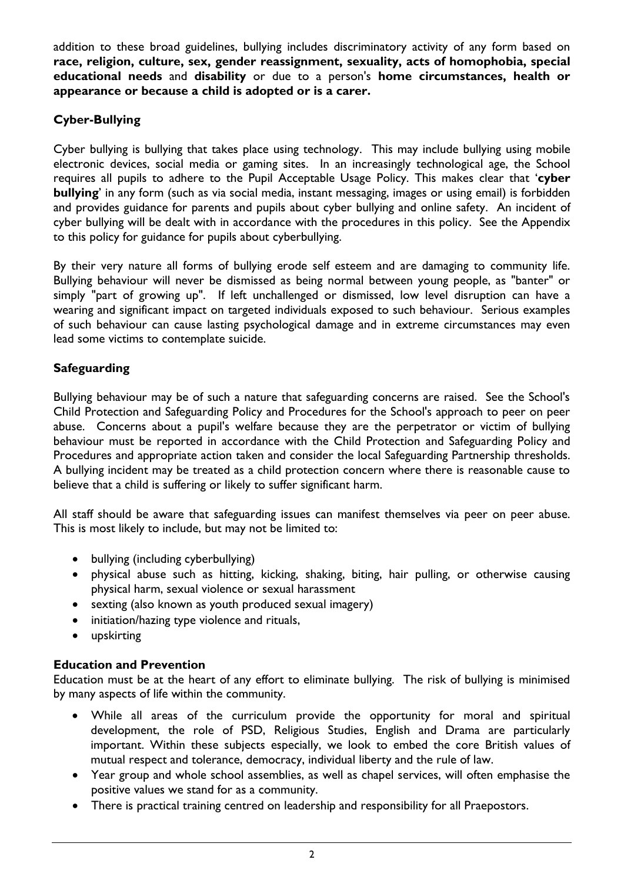addition to these broad guidelines, bullying includes discriminatory activity of any form based on **race, religion, culture, sex, gender reassignment, sexuality, acts of homophobia, special educational needs** and **disability** or due to a person's **home circumstances, health or appearance or because a child is adopted or is a carer.**

### Cyber-Bullying

Cyber bullying is bullying that takes place using technology. This may include bullying using mobile electronic devices, social media or gaming sites. In an increasingly technological age, the School requires all pupils to adhere to the Pupil Acceptable Usage Policy. This makes clear that '**cyber bullying**' in any form (such as via social media, instant messaging, images or using email) is forbidden and provides guidance for parents and pupils about cyber bullying and online safety. An incident of cyber bullying will be dealt with in accordance with the procedures in this policy. See the Appendix to this policy for guidance for pupils about cyberbullying.

By their very nature all forms of bullying erode self esteem and are damaging to community life. Bullying behaviour will never be dismissed as being normal between young people, as "banter" or simply "part of growing up". If left unchallenged or dismissed, low level disruption can have a wearing and significant impact on targeted individuals exposed to such behaviour. Serious examples of such behaviour can cause lasting psychological damage and in extreme circumstances may even lead some victims to contemplate suicide.

### Safeguarding

Bullying behaviour may be of such a nature that safeguarding concerns are raised. See the School's Child Protection and Safeguarding Policy and Procedures for the School's approach to peer on peer abuse. Concerns about a pupil's welfare because they are the perpetrator or victim of bullying behaviour must be reported in accordance with the Child Protection and Safeguarding Policy and Procedures and appropriate action taken and consider the local Safeguarding Partnership thresholds. A bullying incident may be treated as a child protection concern where there is reasonable cause to believe that a child is suffering or likely to suffer significant harm.

All staff should be aware that safeguarding issues can manifest themselves via peer on peer abuse. This is most likely to include, but may not be limited to:

- bullying (including cyberbullying)
- physical abuse such as hitting, kicking, shaking, biting, hair pulling, or otherwise causing physical harm, sexual violence or sexual harassment
- sexting (also known as youth produced sexual imagery)
- initiation/hazing type violence and rituals,
- upskirting

### Education and Prevention

Education must be at the heart of any effort to eliminate bullying. The risk of bullying is minimised by many aspects of life within the community.

- While all areas of the curriculum provide the opportunity for moral and spiritual development, the role of PSD, Religious Studies, English and Drama are particularly important. Within these subjects especially, we look to embed the core British values of mutual respect and tolerance, democracy, individual liberty and the rule of law.
- Year group and whole school assemblies, as well as chapel services, will often emphasise the positive values we stand for as a community.
- There is practical training centred on leadership and responsibility for all Praepostors.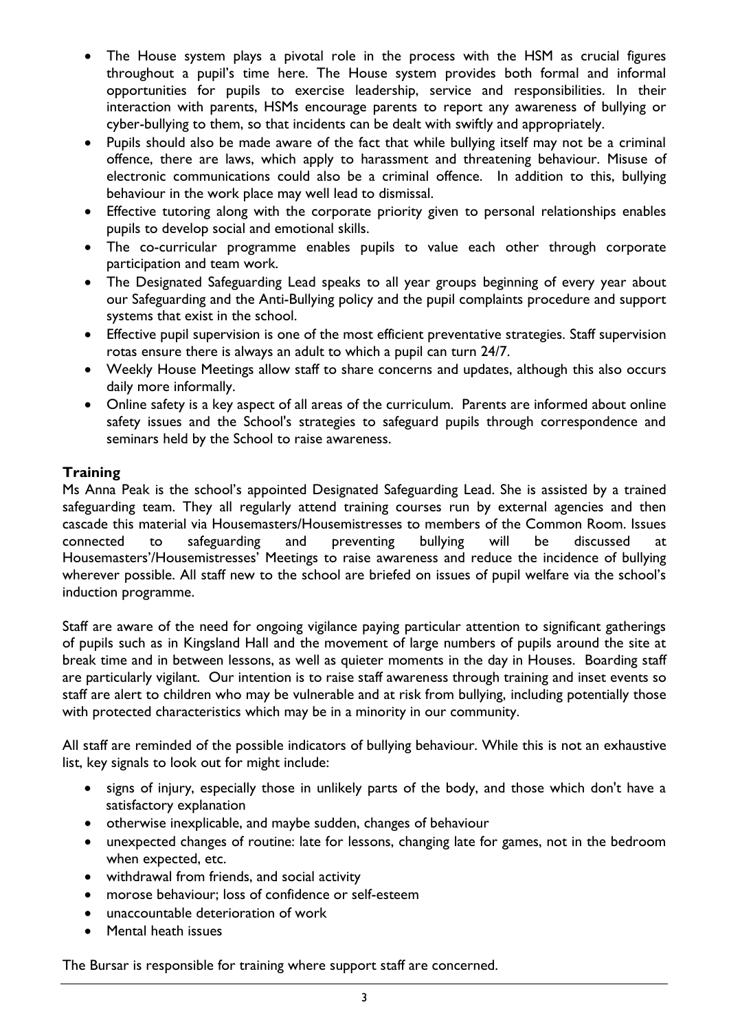- The House system plays a pivotal role in the process with the HSM as crucial figures throughout a pupil's time here. The House system provides both formal and informal opportunities for pupils to exercise leadership, service and responsibilities. In their interaction with parents, HSMs encourage parents to report any awareness of bullying or cyber-bullying to them, so that incidents can be dealt with swiftly and appropriately.
- Pupils should also be made aware of the fact that while bullying itself may not be a criminal offence, there are laws, which apply to harassment and threatening behaviour. Misuse of electronic communications could also be a criminal offence. In addition to this, bullying behaviour in the work place may well lead to dismissal.
- Effective tutoring along with the corporate priority given to personal relationships enables pupils to develop social and emotional skills.
- The co-curricular programme enables pupils to value each other through corporate participation and team work.
- The Designated Safeguarding Lead speaks to all year groups beginning of every year about our Safeguarding and the Anti-Bullying policy and the pupil complaints procedure and support systems that exist in the school.
- Effective pupil supervision is one of the most efficient preventative strategies. Staff supervision rotas ensure there is always an adult to which a pupil can turn 24/7.
- Weekly House Meetings allow staff to share concerns and updates, although this also occurs daily more informally.
- Online safety is a key aspect of all areas of the curriculum. Parents are informed about online safety issues and the School's strategies to safeguard pupils through correspondence and seminars held by the School to raise awareness.

## Training

Ms Anna Peak is the school's appointed Designated Safeguarding Lead. She is assisted by a trained safeguarding team. They all regularly attend training courses run by external agencies and then cascade this material via Housemasters/Housemistresses to members of the Common Room. Issues connected to safeguarding and preventing bullying will be discussed at Housemasters'/Housemistresses' Meetings to raise awareness and reduce the incidence of bullying wherever possible. All staff new to the school are briefed on issues of pupil welfare via the school's induction programme.

Staff are aware of the need for ongoing vigilance paying particular attention to significant gatherings of pupils such as in Kingsland Hall and the movement of large numbers of pupils around the site at break time and in between lessons, as well as quieter moments in the day in Houses. Boarding staff are particularly vigilant. Our intention is to raise staff awareness through training and inset events so staff are alert to children who may be vulnerable and at risk from bullying, including potentially those with protected characteristics which may be in a minority in our community.

All staff are reminded of the possible indicators of bullying behaviour. While this is not an exhaustive list, key signals to look out for might include:

- signs of injury, especially those in unlikely parts of the body, and those which don't have a satisfactory explanation
- otherwise inexplicable, and maybe sudden, changes of behaviour
- unexpected changes of routine: late for lessons, changing late for games, not in the bedroom when expected, etc.
- withdrawal from friends, and social activity
- morose behaviour; loss of confidence or self-esteem
- unaccountable deterioration of work
- Mental heath issues

The Bursar is responsible for training where support staff are concerned.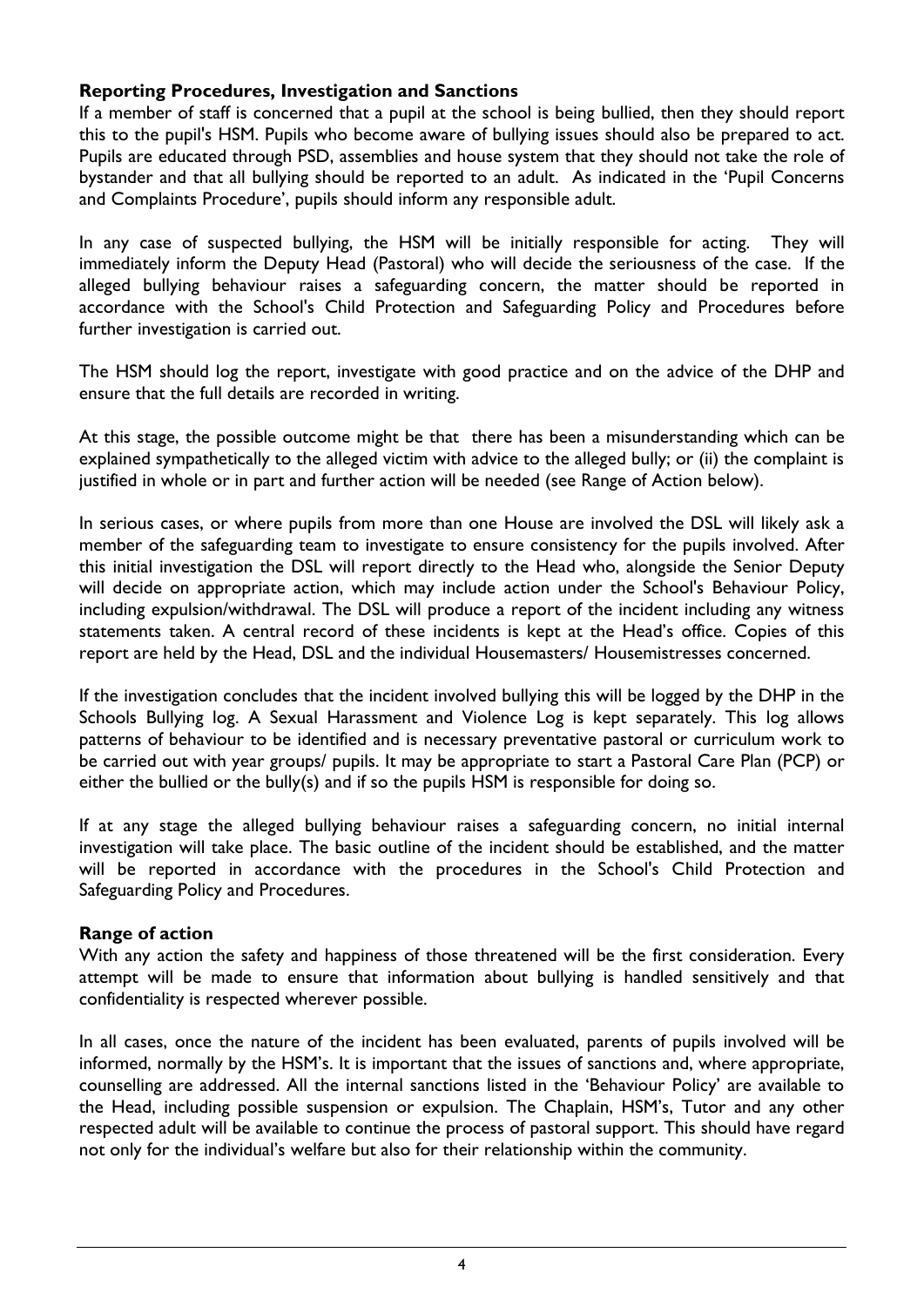### Reporting Procedures, Investigation and Sanctions

If a member of staff is concerned that a pupil at the school is being bullied, then they should report this to the pupil's HSM. Pupils who become aware of bullying issues should also be prepared to act. Pupils are educated through PSD, assemblies and house system that they should not take the role of bystander and that all bullying should be reported to an adult. As indicated in the 'Pupil Concerns and Complaints Procedure', pupils should inform any responsible adult.

In any case of suspected bullying, the HSM will be initially responsible for acting. They will immediately inform the Deputy Head (Pastoral) who will decide the seriousness of the case. If the alleged bullying behaviour raises a safeguarding concern, the matter should be reported in accordance with the School's Child Protection and Safeguarding Policy and Procedures before further investigation is carried out.

The HSM should log the report, investigate with good practice and on the advice of the DHP and ensure that the full details are recorded in writing.

At this stage, the possible outcome might be that there has been a misunderstanding which can be explained sympathetically to the alleged victim with advice to the alleged bully; or (ii) the complaint is justified in whole or in part and further action will be needed (see Range of Action below).

In serious cases, or where pupils from more than one House are involved the DSL will likely ask a member of the safeguarding team to investigate to ensure consistency for the pupils involved. After this initial investigation the DSL will report directly to the Head who, alongside the Senior Deputy will decide on appropriate action, which may include action under the School's Behaviour Policy, including expulsion/withdrawal. The DSL will produce a report of the incident including any witness statements taken. A central record of these incidents is kept at the Head's office. Copies of this report are held by the Head, DSL and the individual Housemasters/ Housemistresses concerned.

If the investigation concludes that the incident involved bullying this will be logged by the DHP in the Schools Bullying log. A Sexual Harassment and Violence Log is kept separately. This log allows patterns of behaviour to be identified and is necessary preventative pastoral or curriculum work to be carried out with year groups/ pupils. It may be appropriate to start a Pastoral Care Plan (PCP) or either the bullied or the bully(s) and if so the pupils HSM is responsible for doing so.

If at any stage the alleged bullying behaviour raises a safeguarding concern, no initial internal investigation will take place. The basic outline of the incident should be established, and the matter will be reported in accordance with the procedures in the School's Child Protection and Safeguarding Policy and Procedures.

### Range of action

With any action the safety and happiness of those threatened will be the first consideration. Every attempt will be made to ensure that information about bullying is handled sensitively and that confidentiality is respected wherever possible.

In all cases, once the nature of the incident has been evaluated, parents of pupils involved will be informed, normally by the HSM's. It is important that the issues of sanctions and, where appropriate, counselling are addressed. All the internal sanctions listed in the 'Behaviour Policy' are available to the Head, including possible suspension or expulsion. The Chaplain, HSM's, Tutor and any other respected adult will be available to continue the process of pastoral support. This should have regard not only for the individual's welfare but also for their relationship within the community.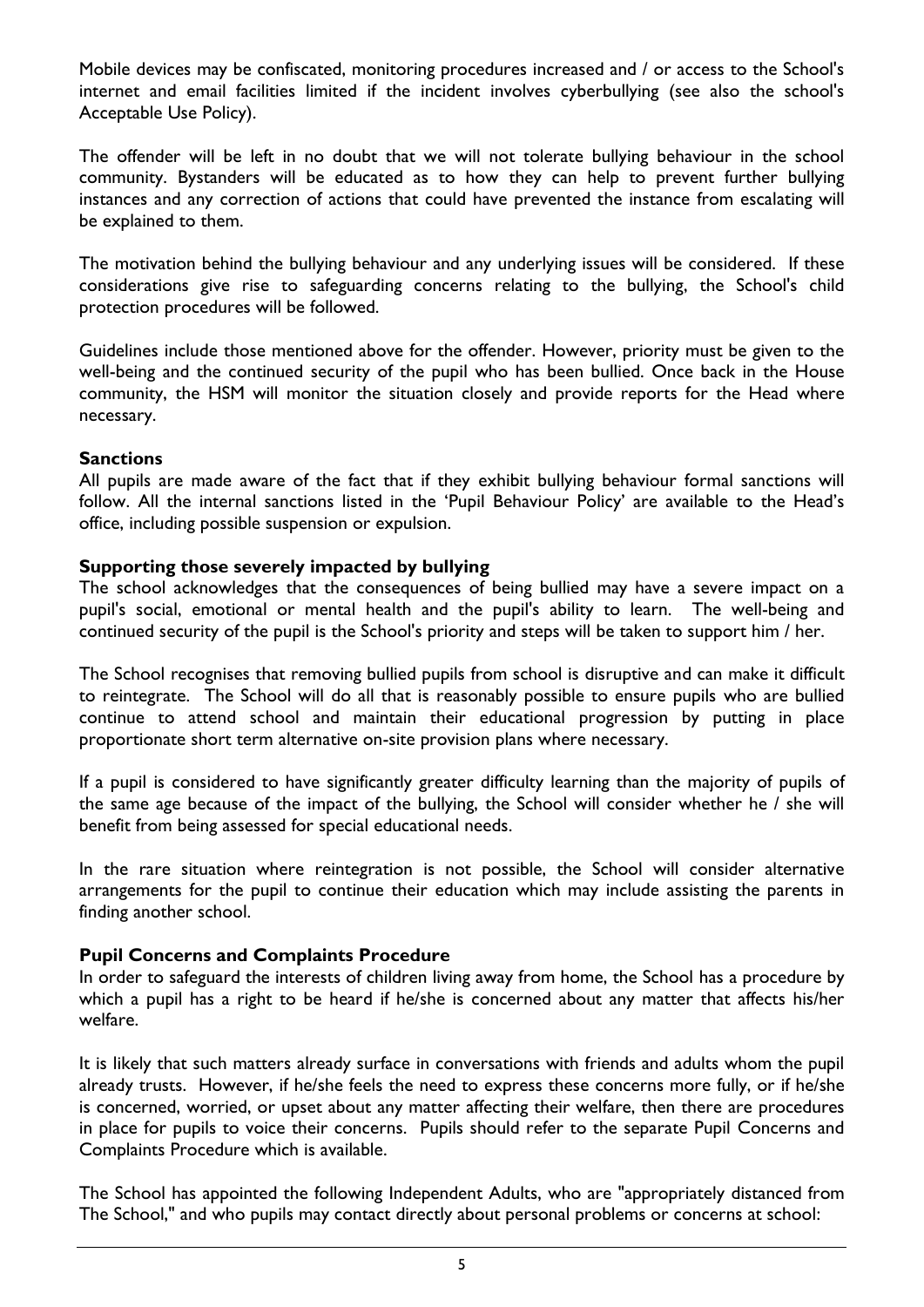Mobile devices may be confiscated, monitoring procedures increased and / or access to the School's internet and email facilities limited if the incident involves cyberbullying (see also the school's Acceptable Use Policy).

The offender will be left in no doubt that we will not tolerate bullying behaviour in the school community. Bystanders will be educated as to how they can help to prevent further bullying instances and any correction of actions that could have prevented the instance from escalating will be explained to them.

The motivation behind the bullying behaviour and any underlying issues will be considered. If these considerations give rise to safeguarding concerns relating to the bullying, the School's child protection procedures will be followed.

Guidelines include those mentioned above for the offender. However, priority must be given to the well-being and the continued security of the pupil who has been bullied. Once back in the House community, the HSM will monitor the situation closely and provide reports for the Head where necessary.

**Sanctions**

All pupils are made aware of the fact that if they exhibit bullying behaviour formal sanctions will follow. All the internal sanctions listed in the 'Pupil Behaviour Policy' are available to the Head's office, including possible suspension or expulsion.

**Supporting those severely impacted by bullying**

The school acknowledges that the consequences of being bullied may have a severe impact on a pupil's social, emotional or mental health and the pupil's ability to learn. The well-being and continued security of the pupil is the School's priority and steps will be taken to support him / her.

The School recognises that removing bullied pupils from school is disruptive and can make it difficult to reintegrate. The School will do all that is reasonably possible to ensure pupils who are bullied continue to attend school and maintain their educational progression by putting in place proportionate short term alternative on-site provision plans where necessary.

If a pupil is considered to have significantly greater difficulty learning than the majority of pupils of the same age because of the impact of the bullying, the School will consider whether he / she will benefit from being assessed for special educational needs.

In the rare situation where reintegration is not possible, the School will consider alternative arrangements for the pupil to continue their education which may include assisting the parents in finding another school.

**Pupil Concerns and Complaints Procedure**

In order to safeguard the interests of children living away from home, the School has a procedure by which a pupil has a right to be heard if he/she is concerned about any matter that affects his/her welfare.

It is likely that such matters already surface in conversations with friends and adults whom the pupil already trusts. However, if he/she feels the need to express these concerns more fully, or if he/she is concerned, worried, or upset about any matter affecting their welfare, then there are procedures in place for pupils to voice their concerns. Pupils should refer to the separate Pupil Concerns and Complaints Procedure which is available.

The School has appointed the following Independent Adults, who are "appropriately distanced from The School," and who pupils may contact directly about personal problems or concerns at school: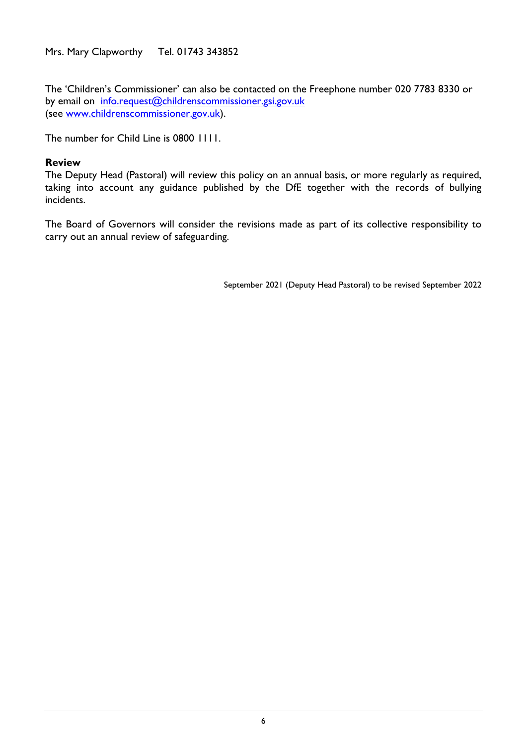Mrs. Mary Clapworthy Tel. 01743 343852

The 'Children's Commissioner' can also be contacted on the Freephone number 020 7783 8330 or by email on [info.request@childrenscommissioner.gsi.gov.uk](mailto:info.request@childrenscommissioner.gsi.gov.uk)
(see [www.childrenscommissioner.gov.uk](http://www.childrenscommissioner.gov.uk)).

The number for Child Line is 0800 1111.

**Review**

The Deputy Head (Pastoral) will review this policy on an annual basis, or more regularly as required, taking into account any guidance published by the DfE together with the records of bullying incidents.

The Board of Governors will consider the revisions made as part of its collective responsibility to carry out an annual review of safeguarding.

September 2021 (Deputy Head Pastoral) to be revised September 2022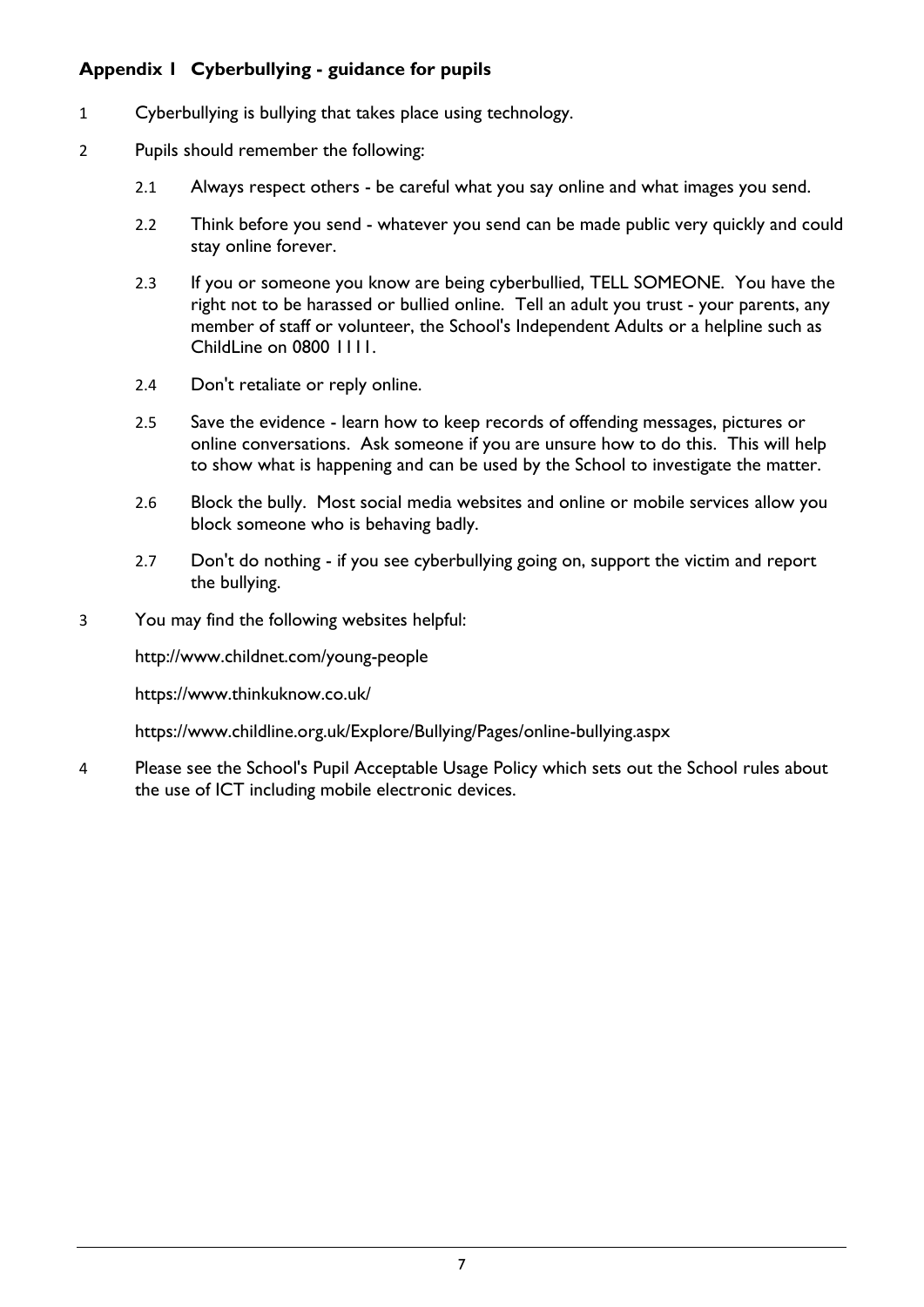### Appendix 1 Cyberbullying - guidance for pupils

1 Cyberbullying is bullying that takes place using technology.

2 Pupils should remember the following:

2.1 Always respect others - be careful what you say online and what images you send.

2.2 Think before you send - whatever you send can be made public very quickly and could stay online forever.

2.3 If you or someone you know are being cyberbullied, TELL SOMEONE. You have the right not to be harassed or bullied online. Tell an adult you trust - your parents, any member of staff or volunteer, the School's Independent Adults or a helpline such as ChildLine on 0800 1111.

2.4 Don't retaliate or reply online.

2.5 Save the evidence - learn how to keep records of offending messages, pictures or online conversations. Ask someone if you are unsure how to do this. This will help to show what is happening and can be used by the School to investigate the matter.

2.6 Block the bully. Most social media websites and online or mobile services allow you block someone who is behaving badly.

2.7 Don't do nothing - if you see cyberbullying going on, support the victim and report the bullying.

3 You may find the following websites helpful:

http://www.childnet.com/young-people

https://www.thinkuknow.co.uk/

https://www.childline.org.uk/Explore/Bullying/Pages/online-bullying.aspx

4 Please see the School's Pupil Acceptable Usage Policy which sets out the School rules about the use of ICT including mobile electronic devices.